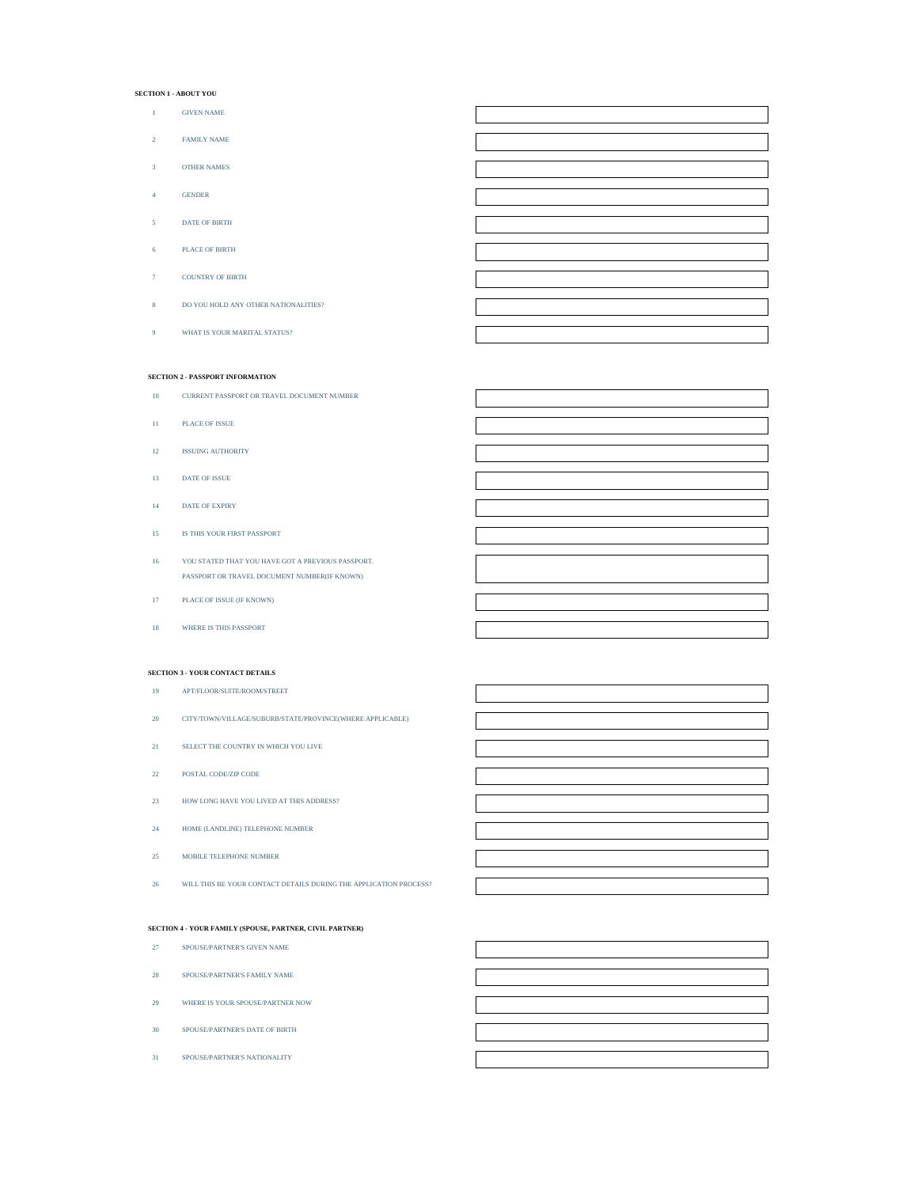**SECTION 1 - ABOUT YOU**

| | | |
|---|---|---|
| 1 | GIVEN NAME | |
| 2 | FAMILY NAME | |
| 3 | OTHER NAMES | |
| 4 | GENDER | |
| 5 | DATE OF BIRTH | |
| 6 | PLACE OF BIRTH | |
| 7 | COUNTRY OF BIRTH | |
| 8 | DO YOU HOLD ANY OTHER NATIONALITIES? | |
| 9 | WHAT IS YOUR MARITAL STATUS? | |

**SECTION 2 - PASSPORT INFORMATION**

| | | |
|---|---|---|
| 10 | CURRENT PASSPORT OR TRAVEL DOCUMENT NUMBER | |
| 11 | PLACE OF ISSUE | |
| 12 | ISSUING AUTHORITY | |
| 13 | DATE OF ISSUE | |
| 14 | DATE OF EXPIRY | |
| 15 | IS THIS YOUR FIRST PASSPORT | |
| 16 | YOU STATED THAT YOU HAVE GOT A PREVIOUS PASSPORT. PASSPORT OR TRAVEL DOCUMENT NUMBER(IF KNOWN) | |
| 17 | PLACE OF ISSUE (IF KNOWN) | |
| 18 | WHERE IS THIS PASSPORT | |

**SECTION 3 - YOUR CONTACT DETAILS**

| | | |
|---|---|---|
| 19 | APT/FLOOR/SUITE/ROOM/STREET | |
| 20 | CITY/TOWN/VILLAGE/SUBURB/STATE/PROVINCE(WHERE APPLICABLE) | |
| 21 | SELECT THE COUNTRY IN WHICH YOU LIVE | |
| 22 | POSTAL CODE/ZIP CODE | |
| 23 | HOW LONG HAVE YOU LIVED AT THIS ADDRESS? | |
| 24 | HOME (LANDLINE) TELEPHONE NUMBER | |
| 25 | MOBILE TELEPHONE NUMBER | |
| 26 | WILL THIS BE YOUR CONTACT DETAILS DURING THE APPLICATION PROCESS? | |

**SECTION 4 - YOUR FAMILY (SPOUSE, PARTNER, CIVIL PARTNER)**

| | | |
|---|---|---|
| 27 | SPOUSE/PARTNER'S GIVEN NAME | |
| 28 | SPOUSE/PARTNER'S FAMILY NAME | |
| 29 | WHERE IS YOUR SPOUSE/PARTNER NOW | |
| 30 | SPOUSE/PARTNER'S DATE OF BIRTH | |
| 31 | SPOUSE/PARTNER'S NATIONALITY | |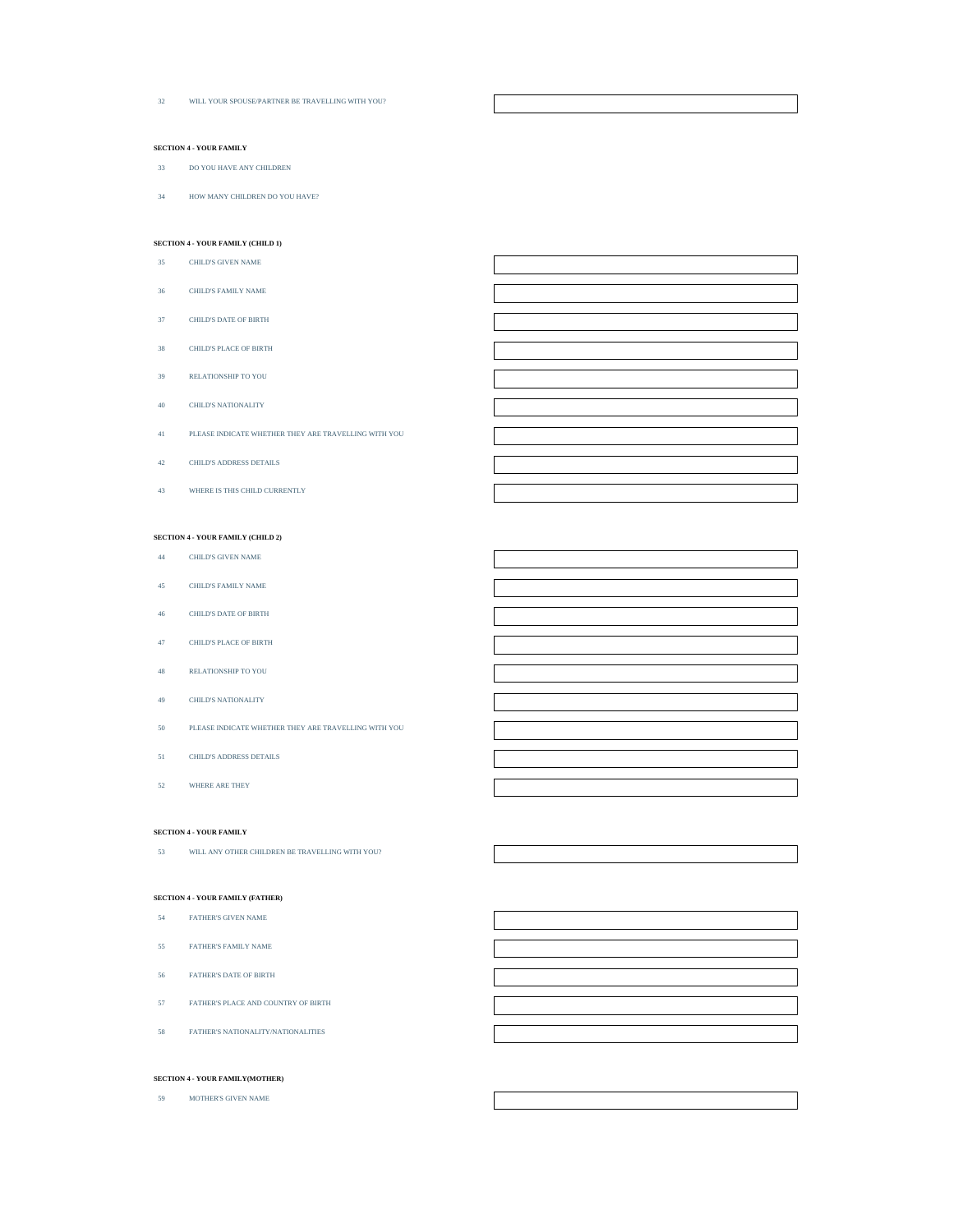32 WILL YOUR SPOUSE/PARTNER BE TRAVELLING WITH YOU?

**SECTION 4 - YOUR FAMILY**

33 DO YOU HAVE ANY CHILDREN

34 HOW MANY CHILDREN DO YOU HAVE?

**SECTION 4 - YOUR FAMILY (CHILD 1)**

35 CHILD'S GIVEN NAME

36 CHILD'S FAMILY NAME

37 CHILD'S DATE OF BIRTH

38 CHILD'S PLACE OF BIRTH

39 RELATIONSHIP TO YOU

40 CHILD'S NATIONALITY

41 PLEASE INDICATE WHETHER THEY ARE TRAVELLING WITH YOU

42 CHILD'S ADDRESS DETAILS

43 WHERE IS THIS CHILD CURRENTLY

**SECTION 4 - YOUR FAMILY (CHILD 2)**

44 CHILD'S GIVEN NAME

45 CHILD'S FAMILY NAME

46 CHILD'S DATE OF BIRTH

47 CHILD'S PLACE OF BIRTH

48 RELATIONSHIP TO YOU

49 CHILD'S NATIONALITY

50 PLEASE INDICATE WHETHER THEY ARE TRAVELLING WITH YOU

51 CHILD'S ADDRESS DETAILS

52 WHERE ARE THEY

**SECTION 4 - YOUR FAMILY**

53 WILL ANY OTHER CHILDREN BE TRAVELLING WITH YOU?

**SECTION 4 - YOUR FAMILY (FATHER)**

54 FATHER'S GIVEN NAME

55 FATHER'S FAMILY NAME

56 FATHER'S DATE OF BIRTH

57 FATHER'S PLACE AND COUNTRY OF BIRTH

58 FATHER'S NATIONALITY/NATIONALITIES

**SECTION 4 - YOUR FAMILY(MOTHER)**

59 MOTHER'S GIVEN NAME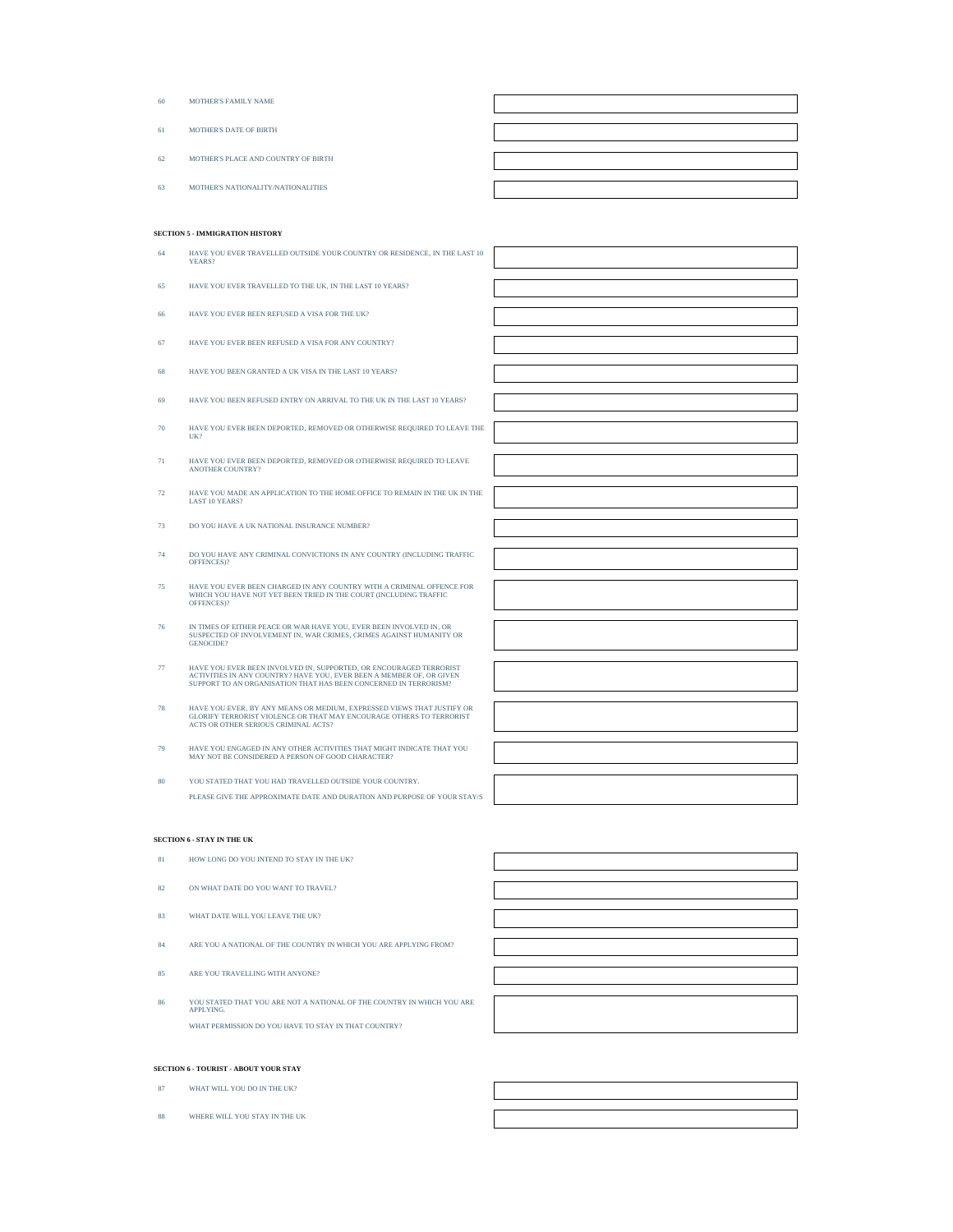| | | |
|---|---|---|
| 60 | MOTHER'S FAMILY NAME | |
| 61 | MOTHER'S DATE OF BIRTH | |
| 62 | MOTHER'S PLACE AND COUNTRY OF BIRTH | |
| 63 | MOTHER'S NATIONALITY/NATIONALITIES | |

**SECTION 5 - IMMIGRATION HISTORY**

| | | |
|---|---|---|
| 64 | HAVE YOU EVER TRAVELLED OUTSIDE YOUR COUNTRY OR RESIDENCE, IN THE LAST 10 YEARS? | |
| 65 | HAVE YOU EVER TRAVELLED TO THE UK, IN THE LAST 10 YEARS? | |
| 66 | HAVE YOU EVER BEEN REFUSED A VISA FOR THE UK? | |
| 67 | HAVE YOU EVER BEEN REFUSED A VISA FOR ANY COUNTRY? | |
| 68 | HAVE YOU BEEN GRANTED A UK VISA IN THE LAST 10 YEARS? | |
| 69 | HAVE YOU BEEN REFUSED ENTRY ON ARRIVAL TO THE UK IN THE LAST 10 YEARS? | |
| 70 | HAVE YOU EVER BEEN DEPORTED, REMOVED OR OTHERWISE REQUIRED TO LEAVE THE UK? | |
| 71 | HAVE YOU EVER BEEN DEPORTED, REMOVED OR OTHERWISE REQUIRED TO LEAVE ANOTHER COUNTRY? | |
| 72 | HAVE YOU MADE AN APPLICATION TO THE HOME OFFICE TO REMAIN IN THE UK IN THE LAST 10 YEARS? | |
| 73 | DO YOU HAVE A UK NATIONAL INSURANCE NUMBER? | |
| 74 | DO YOU HAVE ANY CRIMINAL CONVICTIONS IN ANY COUNTRY (INCLUDING TRAFFIC OFFENCES)? | |
| 75 | HAVE YOU EVER BEEN CHARGED IN ANY COUNTRY WITH A CRIMINAL OFFENCE FOR WHICH YOU HAVE NOT YET BEEN TRIED IN THE COURT (INCLUDING TRAFFIC OFFENCES)? | |
| 76 | IN TIMES OF EITHER PEACE OR WAR HAVE YOU, EVER BEEN INVOLVED IN, OR SUSPECTED OF INVOLVEMENT IN, WAR CRIMES, CRIMES AGAINST HUMANITY OR GENOCIDE? | |
| 77 | HAVE YOU EVER BEEN INVOLVED IN, SUPPORTED, OR ENCOURAGED TERRORIST ACTIVITIES IN ANY COUNTRY? HAVE YOU, EVER BEEN A MEMBER OF, OR GIVEN SUPPORT TO AN ORGANISATION THAT HAS BEEN CONCERNED IN TERRORISM? | |
| 78 | HAVE YOU EVER, BY ANY MEANS OR MEDIUM, EXPRESSED VIEWS THAT JUSTIFY OR GLORIFY TERRORIST VIOLENCE OR THAT MAY ENCOURAGE OTHERS TO TERRORIST ACTS OR OTHER SERIOUS CRIMINAL ACTS? | |
| 79 | HAVE YOU ENGAGED IN ANY OTHER ACTIVITIES THAT MIGHT INDICATE THAT YOU MAY NOT BE CONSIDERED A PERSON OF GOOD CHARACTER? | |
| 80 | YOU STATED THAT YOU HAD TRAVELLED OUTSIDE YOUR COUNTRY. PLEASE GIVE THE APPROXIMATE DATE AND DURATION AND PURPOSE OF YOUR STAY/S | |

**SECTION 6 - STAY IN THE UK**

| | | |
|---|---|---|
| 81 | HOW LONG DO YOU INTEND TO STAY IN THE UK? | |
| 82 | ON WHAT DATE DO YOU WANT TO TRAVEL? | |
| 83 | WHAT DATE WILL YOU LEAVE THE UK? | |
| 84 | ARE YOU A NATIONAL OF THE COUNTRY IN WHICH YOU ARE APPLYING FROM? | |
| 85 | ARE YOU TRAVELLING WITH ANYONE? | |
| 86 | YOU STATED THAT YOU ARE NOT A NATIONAL OF THE COUNTRY IN WHICH YOU ARE APPLYING. WHAT PERMISSION DO YOU HAVE TO STAY IN THAT COUNTRY? | |

**SECTION 6 - TOURIST - ABOUT YOUR STAY**

| | | |
|---|---|---|
| 87 | WHAT WILL YOU DO IN THE UK? | |
| 88 | WHERE WILL YOU STAY IN THE UK | |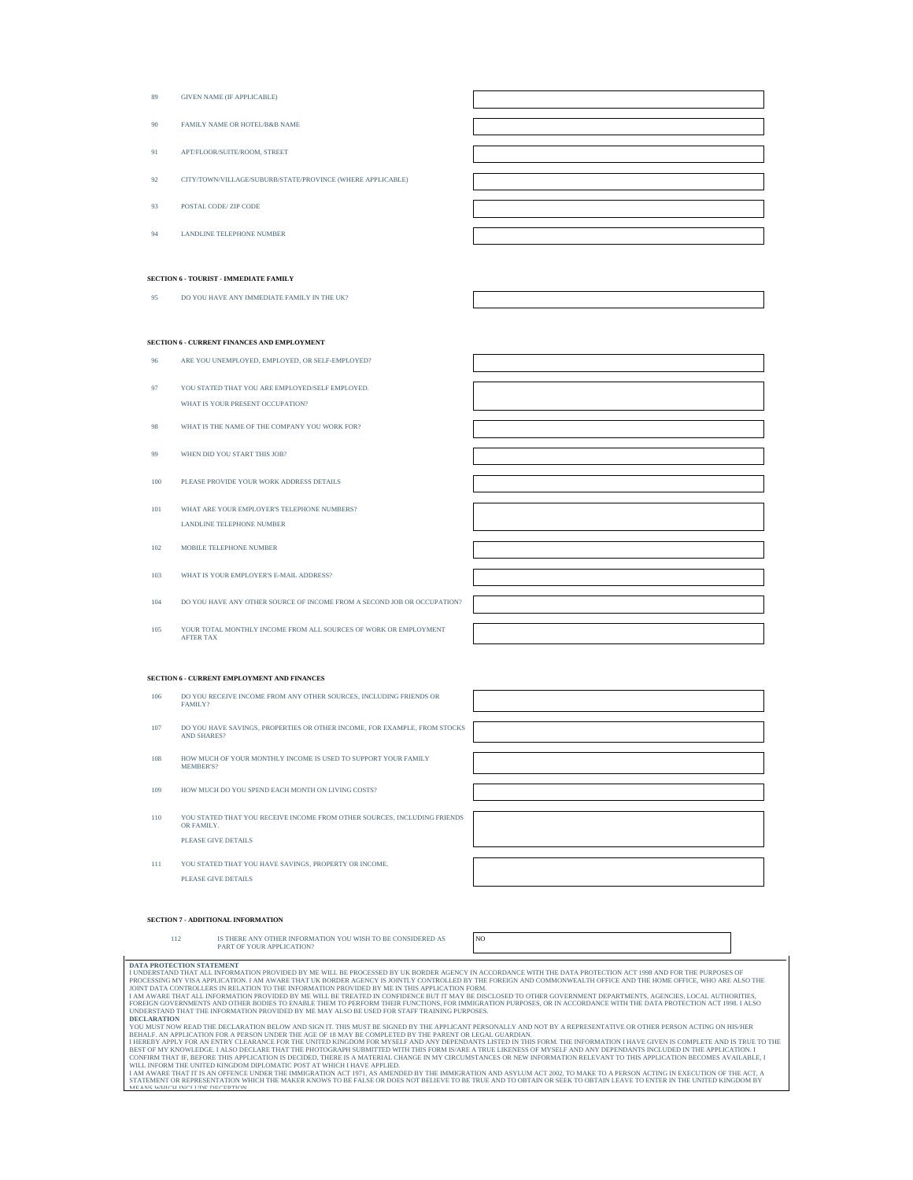| | | |
|---|---|---|
| 89 | GIVEN NAME (IF APPLICABLE) | |
| 90 | FAMILY NAME OR HOTEL/B&B NAME | |
| 91 | APT/FLOOR/SUITE/ROOM, STREET | |
| 92 | CITY/TOWN/VILLAGE/SUBURB/STATE/PROVINCE (WHERE APPLICABLE) | |
| 93 | POSTAL CODE/ ZIP CODE | |
| 94 | LANDLINE TELEPHONE NUMBER | |

**SECTION 6 - TOURIST - IMMEDIATE FAMILY**

| | | |
|---|---|---|
| 95 | DO YOU HAVE ANY IMMEDIATE FAMILY IN THE UK? | |

**SECTION 6 - CURRENT FINANCES AND EMPLOYMENT**

| | | |
|---|---|---|
| 96 | ARE YOU UNEMPLOYED, EMPLOYED, OR SELF-EMPLOYED? | |
| 97 | YOU STATED THAT YOU ARE EMPLOYED/SELF EMPLOYED. WHAT IS YOUR PRESENT OCCUPATION? | |
| 98 | WHAT IS THE NAME OF THE COMPANY YOU WORK FOR? | |
| 99 | WHEN DID YOU START THIS JOB? | |
| 100 | PLEASE PROVIDE YOUR WORK ADDRESS DETAILS | |
| 101 | WHAT ARE YOUR EMPLOYER'S TELEPHONE NUMBERS? LANDLINE TELEPHONE NUMBER | |
| 102 | MOBILE TELEPHONE NUMBER | |
| 103 | WHAT IS YOUR EMPLOYER'S E-MAIL ADDRESS? | |
| 104 | DO YOU HAVE ANY OTHER SOURCE OF INCOME FROM A SECOND JOB OR OCCUPATION? | |
| 105 | YOUR TOTAL MONTHLY INCOME FROM ALL SOURCES OF WORK OR EMPLOYMENT AFTER TAX | |

**SECTION 6 - CURRENT EMPLOYMENT AND FINANCES**

| | | |
|---|---|---|
| 106 | DO YOU RECEIVE INCOME FROM ANY OTHER SOURCES, INCLUDING FRIENDS OR FAMILY? | |
| 107 | DO YOU HAVE SAVINGS, PROPERTIES OR OTHER INCOME, FOR EXAMPLE, FROM STOCKS AND SHARES? | |
| 108 | HOW MUCH OF YOUR MONTHLY INCOME IS USED TO SUPPORT YOUR FAMILY MEMBER'S? | |
| 109 | HOW MUCH DO YOU SPEND EACH MONTH ON LIVING COSTS? | |
| 110 | YOU STATED THAT YOU RECEIVE INCOME FROM OTHER SOURCES, INCLUDING FRIENDS OR FAMILY. PLEASE GIVE DETAILS | |
| 111 | YOU STATED THAT YOU HAVE SAVINGS, PROPERTY OR INCOME. PLEASE GIVE DETAILS | |

**SECTION 7 - ADDITIONAL INFORMATION**

| | | |
|---|---|---|
| 112 | IS THERE ANY OTHER INFORMATION YOU WISH TO BE CONSIDERED AS PART OF YOUR APPLICATION? | NO |

**DATA PROTECTION STATEMENT**

I UNDERSTAND THAT ALL INFORMATION PROVIDED BY ME WILL BE PROCESSED BY UK BORDER AGENCY IN ACCORDANCE WITH THE DATA PROTECTION ACT 1998 AND FOR THE PURPOSES OF PROCESSING MY VISA APPLICATION. I AM AWARE THAT UK BORDER AGENCY IS JOINTLY CONTROLLED BY THE FOREIGN AND COMMONWEALTH OFFICE AND THE HOME OFFICE, WHO ARE ALSO THE JOINT DATA CONTROLLERS IN RELATION TO THE INFORMATION PROVIDED BY ME IN THIS APPLICATION FORM.
I AM AWARE THAT ALL INFORMATION PROVIDED BY ME WILL BE TREATED IN CONFIDENCE BUT IT MAY BE DISCLOSED TO OTHER GOVERNMENT DEPARTMENTS, AGENCIES, LOCAL AUTHORITIES, FOREIGN GOVERNMENTS AND OTHER BODIES TO ENABLE THEM TO PERFORM THEIR FUNCTIONS, FOR IMMIGRATION PURPOSES, OR IN ACCORDANCE WITH THE DATA PROTECTION ACT 1998. I ALSO UNDERSTAND THAT THE INFORMATION PROVIDED BY ME MAY ALSO BE USED FOR STAFF TRAINING PURPOSES.

**DECLARATION**

YOU MUST NOW READ THE DECLARATION BELOW AND SIGN IT. THIS MUST BE SIGNED BY THE APPLICANT PERSONALLY AND NOT BY A REPRESENTATIVE OR OTHER PERSON ACTING ON HIS/HER BEHALF. AN APPLICATION FOR A PERSON UNDER THE AGE OF 18 MAY BE COMPLETED BY THE PARENT OR LEGAL GUARDIAN.
I HEREBY APPLY FOR AN ENTRY CLEARANCE FOR THE UNITED KINGDOM FOR MYSELF AND ANY DEPENDANTS LISTED IN THIS FORM. THE INFORMATION I HAVE GIVEN IS COMPLETE AND IS TRUE TO THE BEST OF MY KNOWLEDGE. I ALSO DECLARE THAT THE PHOTOGRAPH SUBMITTED WITH THIS FORM IS/ARE A TRUE LIKENESS OF MYSELF AND ANY DEPENDANTS INCLUDED IN THE APPLICATION. I CONFIRM THAT IF, BEFORE THIS APPLICATION IS DECIDED, THERE IS A MATERIAL CHANGE IN MY CIRCUMSTANCES OR NEW INFORMATION RELEVANT TO THIS APPLICATION BECOMES AVAILABLE, I WILL INFORM THE UNITED KINGDOM DIPLOMATIC POST AT WHICH I HAVE APPLIED.
I AM AWARE THAT IT IS AN OFFENCE UNDER THE IMMIGRATION ACT 1971, AS AMENDED BY THE IMMIGRATION AND ASYLUM ACT 2002, TO MAKE TO A PERSON ACTING IN EXECUTION OF THE ACT, A STATEMENT OR REPRESENTATION WHICH THE MAKER KNOWS TO BE FALSE OR DOES NOT BELIEVE TO BE TRUE AND TO OBTAIN OR SEEK TO OBTAIN LEAVE TO ENTER IN THE UNITED KINGDOM BY MEANS WHICH INCLUDE DECEPTION.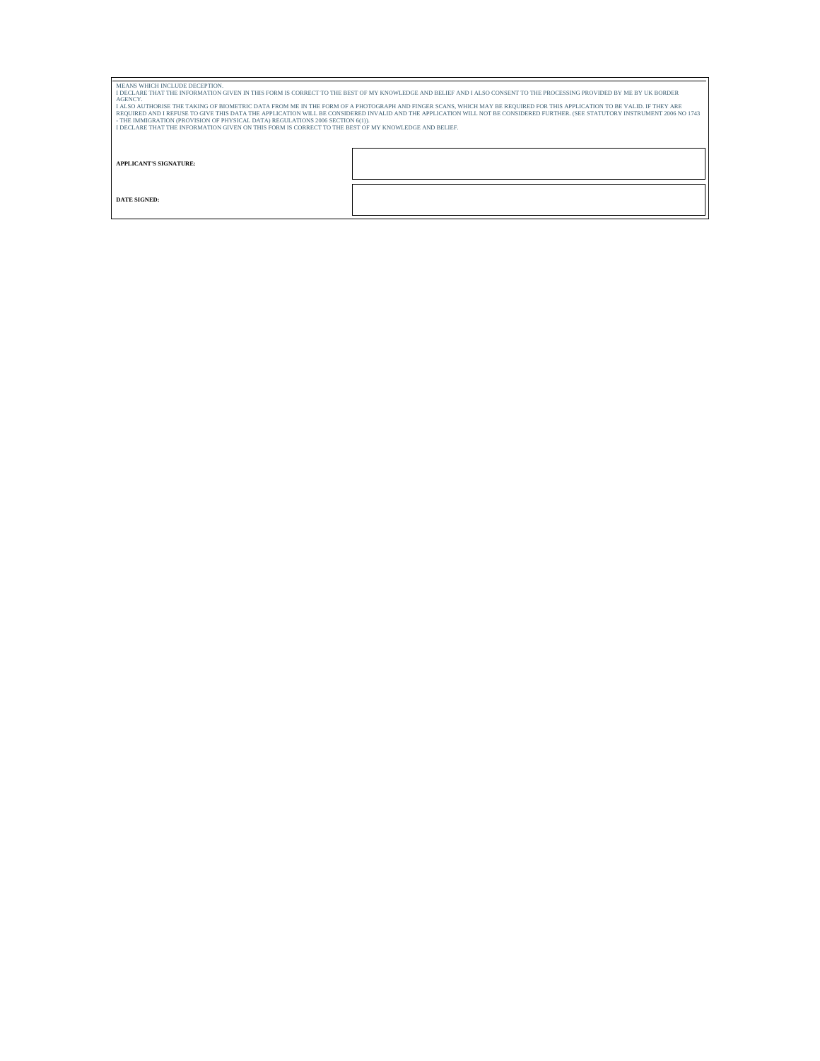MEANS WHICH INCLUDE DECEPTION.
I DECLARE THAT THE INFORMATION GIVEN IN THIS FORM IS CORRECT TO THE BEST OF MY KNOWLEDGE AND BELIEF AND I ALSO CONSENT TO THE PROCESSING PROVIDED BY ME BY UK BORDER AGENCY.
I ALSO AUTHORISE THE TAKING OF BIOMETRIC DATA FROM ME IN THE FORM OF A PHOTOGRAPH AND FINGER SCANS, WHICH MAY BE REQUIRED FOR THIS APPLICATION TO BE VALID. IF THEY ARE REQUIRED AND I REFUSE TO GIVE THIS DATA THE APPLICATION WILL BE CONSIDERED INVALID AND THE APPLICATION WILL NOT BE CONSIDERED FURTHER. (SEE STATUTORY INSTRUMENT 2006 NO 1743 - THE IMMIGRATION (PROVISION OF PHYSICAL DATA) REGULATIONS 2006 SECTION 6(1)).
I DECLARE THAT THE INFORMATION GIVEN ON THIS FORM IS CORRECT TO THE BEST OF MY KNOWLEDGE AND BELIEF.

| | |
|---|---|
| **APPLICANT'S SIGNATURE:** | |
| **DATE SIGNED:** | |